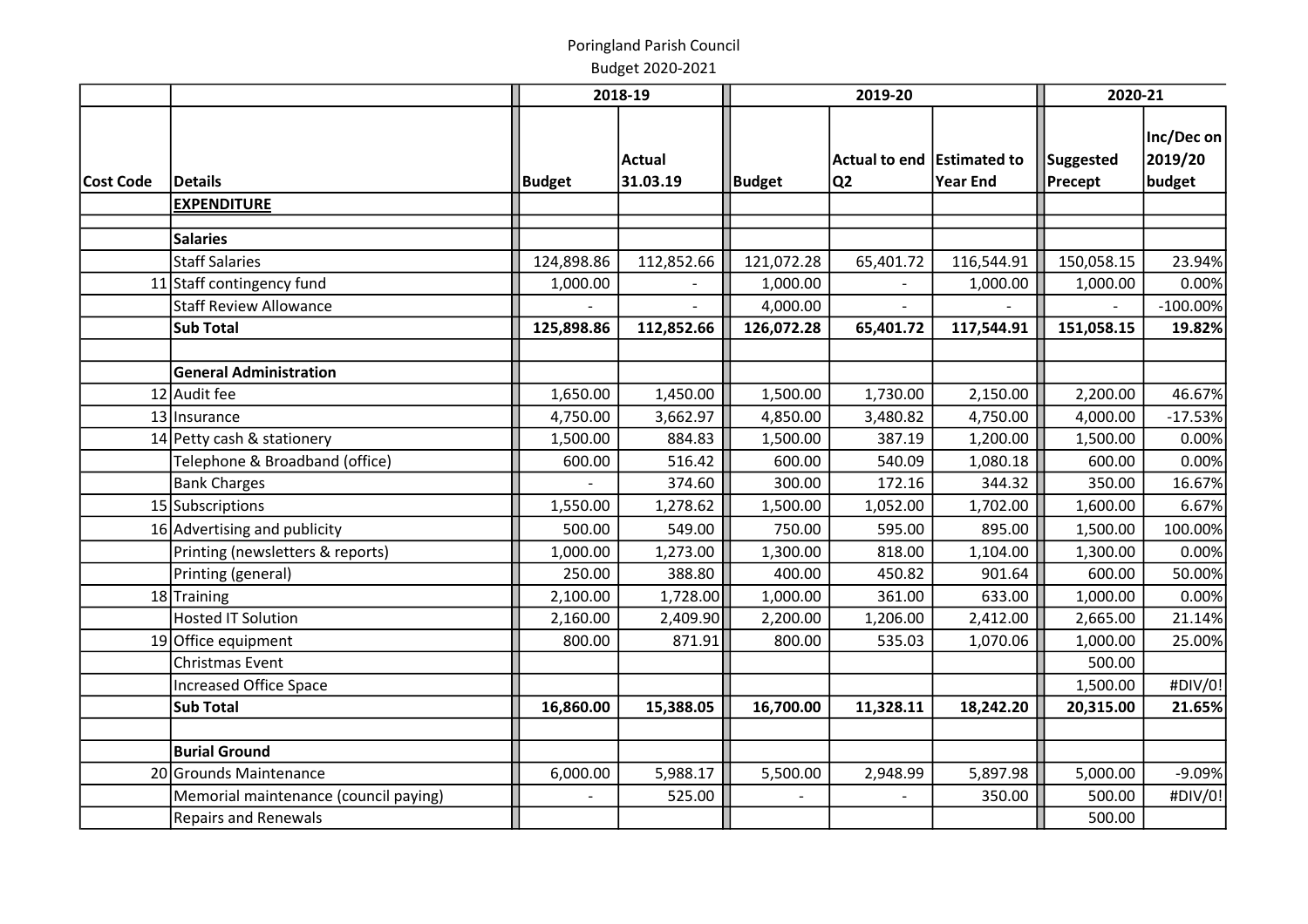Poringland Parish Council

Budget 2020-2021

| | | 2018-19 | | 2019-20 | | | 2020-21 | |
|---|---|---|---|---|---|---|---|---|
| Cost Code | Details | Budget | Actual 31.03.19 | Budget | Actual to end Q2 | Estimated to Year End | Suggested Precept | Inc/Dec on 2019/20 budget |
| | **EXPENDITURE** | | | | | | | |
| | | | | | | | | |
| | **Salaries** | | | | | | | |
| | Staff Salaries | 124,898.86 | 112,852.66 | 121,072.28 | 65,401.72 | 116,544.91 | 150,058.15 | 23.94% |
| 11 | Staff contingency fund | 1,000.00 | - | 1,000.00 | - | 1,000.00 | 1,000.00 | 0.00% |
| | Staff Review Allowance | - | - | 4,000.00 | - | - | - | -100.00% |
| | **Sub Total** | **125,898.86** | **112,852.66** | **126,072.28** | **65,401.72** | **117,544.91** | **151,058.15** | **19.82%** |
| | | | | | | | | |
| | **General Administration** | | | | | | | |
| 12 | Audit fee | 1,650.00 | 1,450.00 | 1,500.00 | 1,730.00 | 2,150.00 | 2,200.00 | 46.67% |
| 13 | Insurance | 4,750.00 | 3,662.97 | 4,850.00 | 3,480.82 | 4,750.00 | 4,000.00 | -17.53% |
| 14 | Petty cash & stationery | 1,500.00 | 884.83 | 1,500.00 | 387.19 | 1,200.00 | 1,500.00 | 0.00% |
| | Telephone & Broadband (office) | 600.00 | 516.42 | 600.00 | 540.09 | 1,080.18 | 600.00 | 0.00% |
| | Bank Charges | - | 374.60 | 300.00 | 172.16 | 344.32 | 350.00 | 16.67% |
| 15 | Subscriptions | 1,550.00 | 1,278.62 | 1,500.00 | 1,052.00 | 1,702.00 | 1,600.00 | 6.67% |
| 16 | Advertising and publicity | 500.00 | 549.00 | 750.00 | 595.00 | 895.00 | 1,500.00 | 100.00% |
| | Printing (newsletters & reports) | 1,000.00 | 1,273.00 | 1,300.00 | 818.00 | 1,104.00 | 1,300.00 | 0.00% |
| | Printing (general) | 250.00 | 388.80 | 400.00 | 450.82 | 901.64 | 600.00 | 50.00% |
| 18 | Training | 2,100.00 | 1,728.00 | 1,000.00 | 361.00 | 633.00 | 1,000.00 | 0.00% |
| | Hosted IT Solution | 2,160.00 | 2,409.90 | 2,200.00 | 1,206.00 | 2,412.00 | 2,665.00 | 21.14% |
| 19 | Office equipment | 800.00 | 871.91 | 800.00 | 535.03 | 1,070.06 | 1,000.00 | 25.00% |
| | Christmas Event | | | | | | 500.00 | |
| | Increased Office Space | | | | | | 1,500.00 | #DIV/0! |
| | **Sub Total** | **16,860.00** | **15,388.05** | **16,700.00** | **11,328.11** | **18,242.20** | **20,315.00** | **21.65%** |
| | | | | | | | | |
| | **Burial Ground** | | | | | | | |
| 20 | Grounds Maintenance | 6,000.00 | 5,988.17 | 5,500.00 | 2,948.99 | 5,897.98 | 5,000.00 | -9.09% |
| | Memorial maintenance (council paying) | - | 525.00 | - | - | 350.00 | 500.00 | #DIV/0! |
| | Repairs and Renewals | | | | | | 500.00 | |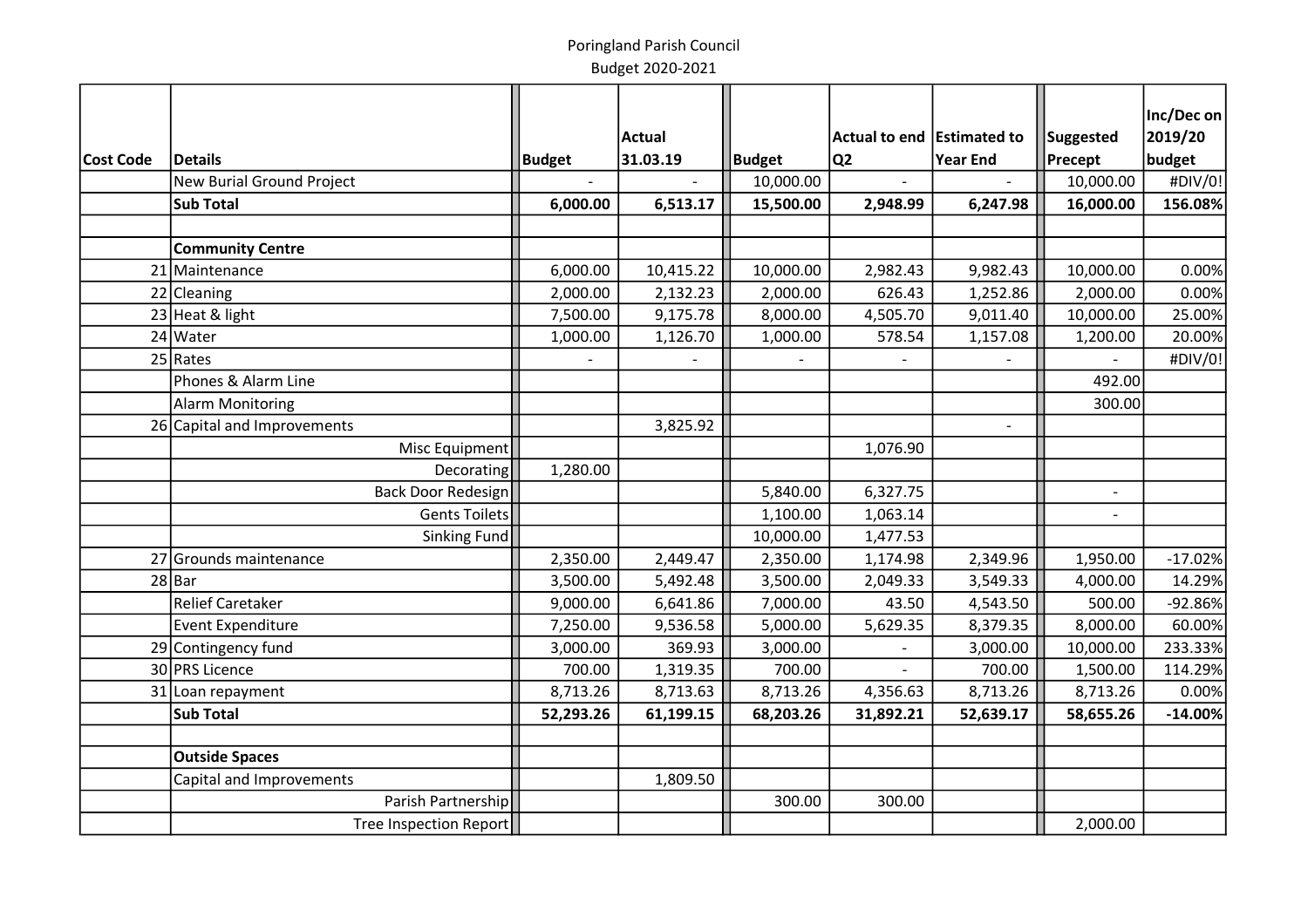Poringland Parish Council
Budget 2020-2021

| Cost Code | Details | Budget | Actual 31.03.19 | Budget | Actual to end Q2 | Estimated to Year End | Suggested Precept | Inc/Dec on 2019/20 budget |
|---|---|---|---|---|---|---|---|---|
| | New Burial Ground Project | - | - | 10,000.00 | - | - | 10,000.00 | #DIV/0! |
| | **Sub Total** | **6,000.00** | **6,513.17** | **15,500.00** | **2,948.99** | **6,247.98** | **16,000.00** | **156.08%** |
| | | | | | | | | |
| | **Community Centre** | | | | | | | |
| 21 | Maintenance | 6,000.00 | 10,415.22 | 10,000.00 | 2,982.43 | 9,982.43 | 10,000.00 | 0.00% |
| 22 | Cleaning | 2,000.00 | 2,132.23 | 2,000.00 | 626.43 | 1,252.86 | 2,000.00 | 0.00% |
| 23 | Heat & light | 7,500.00 | 9,175.78 | 8,000.00 | 4,505.70 | 9,011.40 | 10,000.00 | 25.00% |
| 24 | Water | 1,000.00 | 1,126.70 | 1,000.00 | 578.54 | 1,157.08 | 1,200.00 | 20.00% |
| 25 | Rates | - | - | - | - | - | - | #DIV/0! |
| | Phones & Alarm Line | | | | | | 492.00 | |
| | Alarm Monitoring | | | | | | 300.00 | |
| 26 | Capital and Improvements | | 3,825.92 | | | - | | |
| | Misc Equipment | | | | 1,076.90 | | | |
| | Decorating | 1,280.00 | | | | | | |
| | Back Door Redesign | | | 5,840.00 | 6,327.75 | | - | |
| | Gents Toilets | | | 1,100.00 | 1,063.14 | | - | |
| | Sinking Fund | | | 10,000.00 | 1,477.53 | | | |
| 27 | Grounds maintenance | 2,350.00 | 2,449.47 | 2,350.00 | 1,174.98 | 2,349.96 | 1,950.00 | -17.02% |
| 28 | Bar | 3,500.00 | 5,492.48 | 3,500.00 | 2,049.33 | 3,549.33 | 4,000.00 | 14.29% |
| | Relief Caretaker | 9,000.00 | 6,641.86 | 7,000.00 | 43.50 | 4,543.50 | 500.00 | -92.86% |
| | Event Expenditure | 7,250.00 | 9,536.58 | 5,000.00 | 5,629.35 | 8,379.35 | 8,000.00 | 60.00% |
| 29 | Contingency fund | 3,000.00 | 369.93 | 3,000.00 | - | 3,000.00 | 10,000.00 | 233.33% |
| 30 | PRS Licence | 700.00 | 1,319.35 | 700.00 | - | 700.00 | 1,500.00 | 114.29% |
| 31 | Loan repayment | 8,713.26 | 8,713.63 | 8,713.26 | 4,356.63 | 8,713.26 | 8,713.26 | 0.00% |
| | **Sub Total** | **52,293.26** | **61,199.15** | **68,203.26** | **31,892.21** | **52,639.17** | **58,655.26** | **-14.00%** |
| | | | | | | | | |
| | **Outside Spaces** | | | | | | | |
| | Capital and Improvements | | 1,809.50 | | | | | |
| | Parish Partnership | | | 300.00 | 300.00 | | | |
| | Tree Inspection Report | | | | | | 2,000.00 | |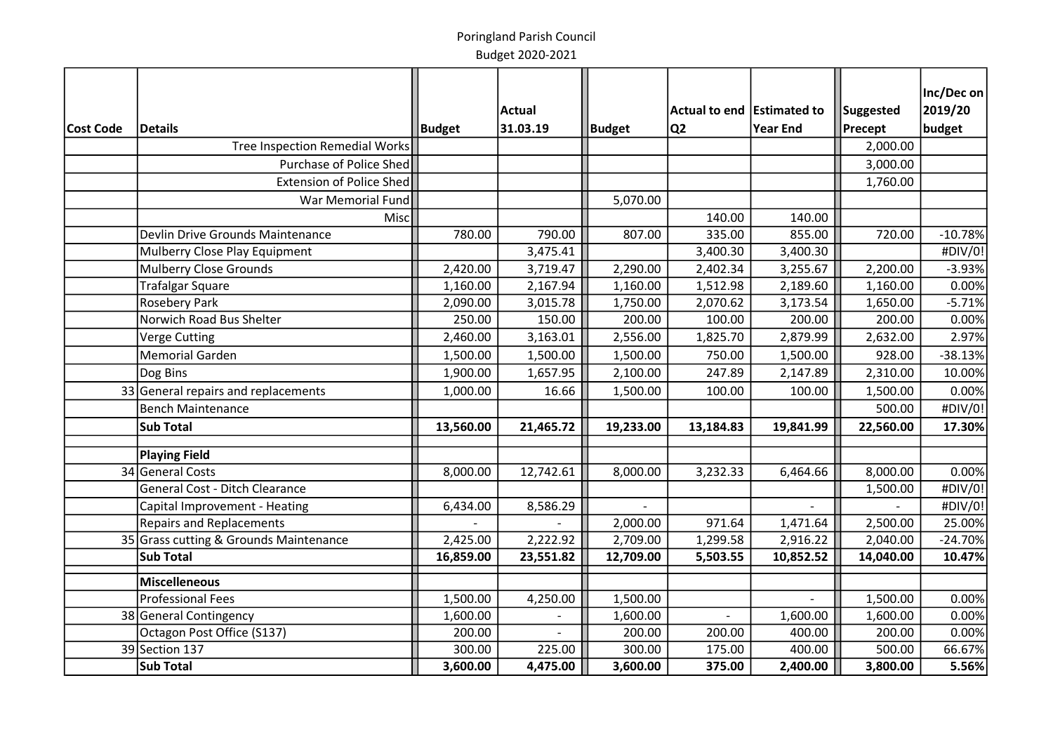Poringland Parish Council

Budget 2020-2021

| Cost Code | Details | Budget | Actual 31.03.19 | Budget | Actual to end Q2 | Estimated to Year End | Suggested Precept | Inc/Dec on 2019/20 budget |
|---|---|---|---|---|---|---|---|---|
| | Tree Inspection Remedial Works | | | | | | 2,000.00 | |
| | Purchase of Police Shed | | | | | | 3,000.00 | |
| | Extension of Police Shed | | | | | | 1,760.00 | |
| | War Memorial Fund | | | 5,070.00 | | | | |
| | Misc | | | | 140.00 | 140.00 | | |
| | Devlin Drive Grounds Maintenance | 780.00 | 790.00 | 807.00 | 335.00 | 855.00 | 720.00 | -10.78% |
| | Mulberry Close Play Equipment | | 3,475.41 | | 3,400.30 | 3,400.30 | | #DIV/0! |
| | Mulberry Close Grounds | 2,420.00 | 3,719.47 | 2,290.00 | 2,402.34 | 3,255.67 | 2,200.00 | -3.93% |
| | Trafalgar Square | 1,160.00 | 2,167.94 | 1,160.00 | 1,512.98 | 2,189.60 | 1,160.00 | 0.00% |
| | Rosebery Park | 2,090.00 | 3,015.78 | 1,750.00 | 2,070.62 | 3,173.54 | 1,650.00 | -5.71% |
| | Norwich Road Bus Shelter | 250.00 | 150.00 | 200.00 | 100.00 | 200.00 | 200.00 | 0.00% |
| | Verge Cutting | 2,460.00 | 3,163.01 | 2,556.00 | 1,825.70 | 2,879.99 | 2,632.00 | 2.97% |
| | Memorial Garden | 1,500.00 | 1,500.00 | 1,500.00 | 750.00 | 1,500.00 | 928.00 | -38.13% |
| | Dog Bins | 1,900.00 | 1,657.95 | 2,100.00 | 247.89 | 2,147.89 | 2,310.00 | 10.00% |
| 33 | General repairs and replacements | 1,000.00 | 16.66 | 1,500.00 | 100.00 | 100.00 | 1,500.00 | 0.00% |
| | Bench Maintenance | | | | | | 500.00 | #DIV/0! |
| | **Sub Total** | **13,560.00** | **21,465.72** | **19,233.00** | **13,184.83** | **19,841.99** | **22,560.00** | **17.30%** |
| | | | | | | | | |
| | **Playing Field** | | | | | | | |
| 34 | General Costs | 8,000.00 | 12,742.61 | 8,000.00 | 3,232.33 | 6,464.66 | 8,000.00 | 0.00% |
| | General Cost - Ditch Clearance | | | | | | 1,500.00 | #DIV/0! |
| | Capital Improvement - Heating | 6,434.00 | 8,586.29 | - | | - | - | #DIV/0! |
| | Repairs and Replacements | - | - | 2,000.00 | 971.64 | 1,471.64 | 2,500.00 | 25.00% |
| 35 | Grass cutting & Grounds Maintenance | 2,425.00 | 2,222.92 | 2,709.00 | 1,299.58 | 2,916.22 | 2,040.00 | -24.70% |
| | **Sub Total** | **16,859.00** | **23,551.82** | **12,709.00** | **5,503.55** | **10,852.52** | **14,040.00** | **10.47%** |
| | | | | | | | | |
| | **Miscelleneous** | | | | | | | |
| | Professional Fees | 1,500.00 | 4,250.00 | 1,500.00 | | - | 1,500.00 | 0.00% |
| 38 | General Contingency | 1,600.00 | - | 1,600.00 | - | 1,600.00 | 1,600.00 | 0.00% |
| | Octagon Post Office (S137) | 200.00 | - | 200.00 | 200.00 | 400.00 | 200.00 | 0.00% |
| 39 | Section 137 | 300.00 | 225.00 | 300.00 | 175.00 | 400.00 | 500.00 | 66.67% |
| | **Sub Total** | **3,600.00** | **4,475.00** | **3,600.00** | **375.00** | **2,400.00** | **3,800.00** | **5.56%** |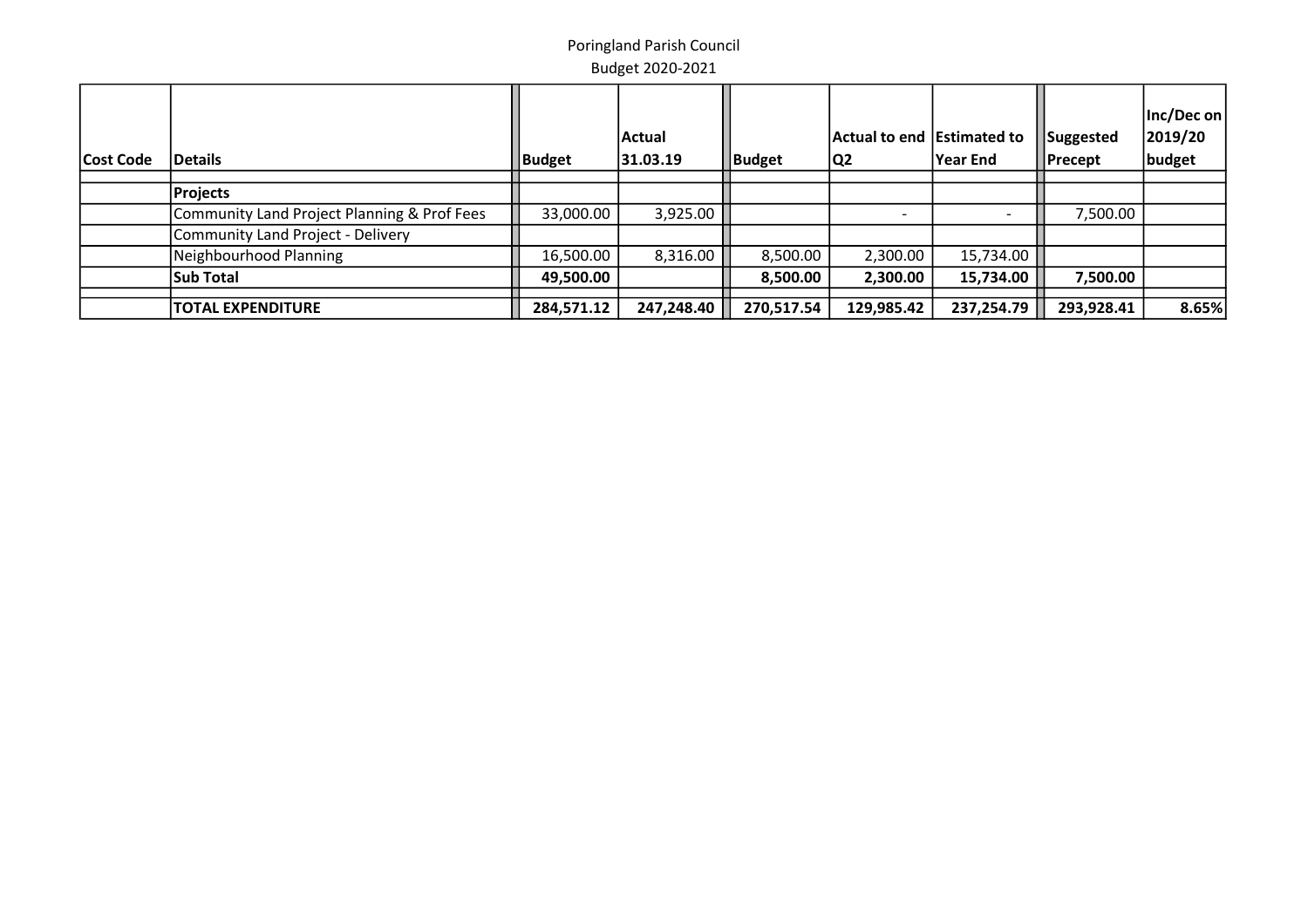Poringland Parish Council

Budget 2020-2021

| Cost Code | Details | Budget | Actual 31.03.19 | Budget | Actual to end Q2 | Estimated to Year End | Suggested Precept | Inc/Dec on 2019/20 budget |
|---|---|---|---|---|---|---|---|---|
| | | | | | | | | |
| | **Projects** | | | | | | | |
| | Community Land Project Planning & Prof Fees | 33,000.00 | 3,925.00 | | - | - | 7,500.00 | |
| | Community Land Project - Delivery | | | | | | | |
| | Neighbourhood Planning | 16,500.00 | 8,316.00 | 8,500.00 | 2,300.00 | 15,734.00 | | |
| | **Sub Total** | **49,500.00** | | **8,500.00** | **2,300.00** | **15,734.00** | **7,500.00** | |
| | | | | | | | | |
| | **TOTAL EXPENDITURE** | **284,571.12** | **247,248.40** | **270,517.54** | **129,985.42** | **237,254.79** | **293,928.41** | **8.65%** |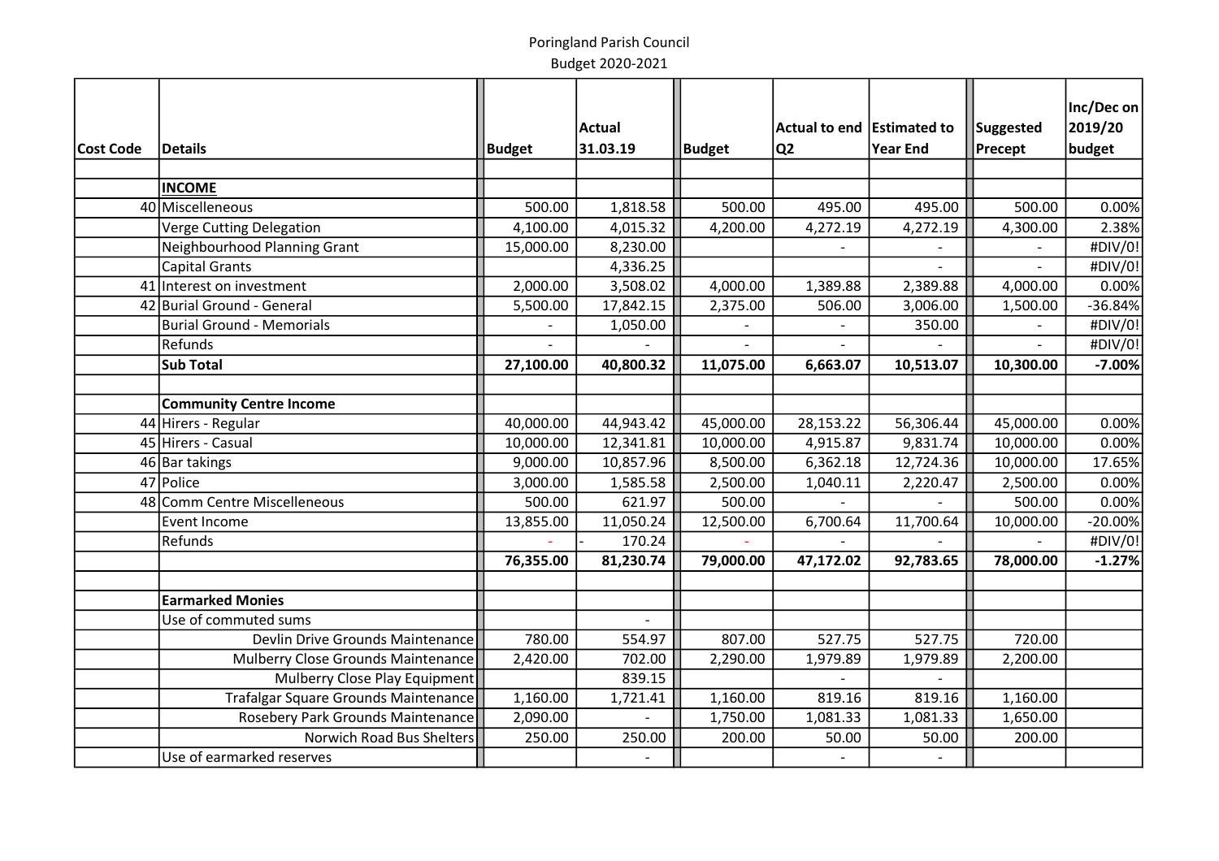Poringland Parish Council

Budget 2020-2021

| Cost Code | Details | Budget | Actual 31.03.19 | Budget | Actual to end Q2 | Estimated to Year End | Suggested Precept | Inc/Dec on 2019/20 budget |
|---|---|---|---|---|---|---|---|---|
| | | | | | | | | |
| | **INCOME** | | | | | | | |
| 40 | Miscelleneous | 500.00 | 1,818.58 | 500.00 | 495.00 | 495.00 | 500.00 | 0.00% |
| | Verge Cutting Delegation | 4,100.00 | 4,015.32 | 4,200.00 | 4,272.19 | 4,272.19 | 4,300.00 | 2.38% |
| | Neighbourhood Planning Grant | 15,000.00 | 8,230.00 | | - | - | - | #DIV/0! |
| | Capital Grants | | 4,336.25 | | | - | - | #DIV/0! |
| 41 | Interest on investment | 2,000.00 | 3,508.02 | 4,000.00 | 1,389.88 | 2,389.88 | 4,000.00 | 0.00% |
| 42 | Burial Ground - General | 5,500.00 | 17,842.15 | 2,375.00 | 506.00 | 3,006.00 | 1,500.00 | -36.84% |
| | Burial Ground - Memorials | - | 1,050.00 | - | - | 350.00 | - | #DIV/0! |
| | Refunds | - | - | - | - | - | - | #DIV/0! |
| | **Sub Total** | **27,100.00** | **40,800.32** | **11,075.00** | **6,663.07** | **10,513.07** | **10,300.00** | **-7.00%** |
| | | | | | | | | |
| | **Community Centre Income** | | | | | | | |
| 44 | Hirers - Regular | 40,000.00 | 44,943.42 | 45,000.00 | 28,153.22 | 56,306.44 | 45,000.00 | 0.00% |
| 45 | Hirers - Casual | 10,000.00 | 12,341.81 | 10,000.00 | 4,915.87 | 9,831.74 | 10,000.00 | 0.00% |
| 46 | Bar takings | 9,000.00 | 10,857.96 | 8,500.00 | 6,362.18 | 12,724.36 | 10,000.00 | 17.65% |
| 47 | Police | 3,000.00 | 1,585.58 | 2,500.00 | 1,040.11 | 2,220.47 | 2,500.00 | 0.00% |
| 48 | Comm Centre Miscelleneous | 500.00 | 621.97 | 500.00 | - | - | 500.00 | 0.00% |
| | Event Income | 13,855.00 | 11,050.24 | 12,500.00 | 6,700.64 | 11,700.64 | 10,000.00 | -20.00% |
| | Refunds | - | - 170.24 | - | - | - | - | #DIV/0! |
| | | **76,355.00** | **81,230.74** | **79,000.00** | **47,172.02** | **92,783.65** | **78,000.00** | **-1.27%** |
| | | | | | | | | |
| | **Earmarked Monies** | | | | | | | |
| | Use of commuted sums | | - | | | | | |
| | Devlin Drive Grounds Maintenance | 780.00 | 554.97 | 807.00 | 527.75 | 527.75 | 720.00 | |
| | Mulberry Close Grounds Maintenance | 2,420.00 | 702.00 | 2,290.00 | 1,979.89 | 1,979.89 | 2,200.00 | |
| | Mulberry Close Play Equipment | | 839.15 | | - | - | | |
| | Trafalgar Square Grounds Maintenance | 1,160.00 | 1,721.41 | 1,160.00 | 819.16 | 819.16 | 1,160.00 | |
| | Rosebery Park Grounds Maintenance | 2,090.00 | - | 1,750.00 | 1,081.33 | 1,081.33 | 1,650.00 | |
| | Norwich Road Bus Shelters | 250.00 | 250.00 | 200.00 | 50.00 | 50.00 | 200.00 | |
| | Use of earmarked reserves | | - | | - | - | | |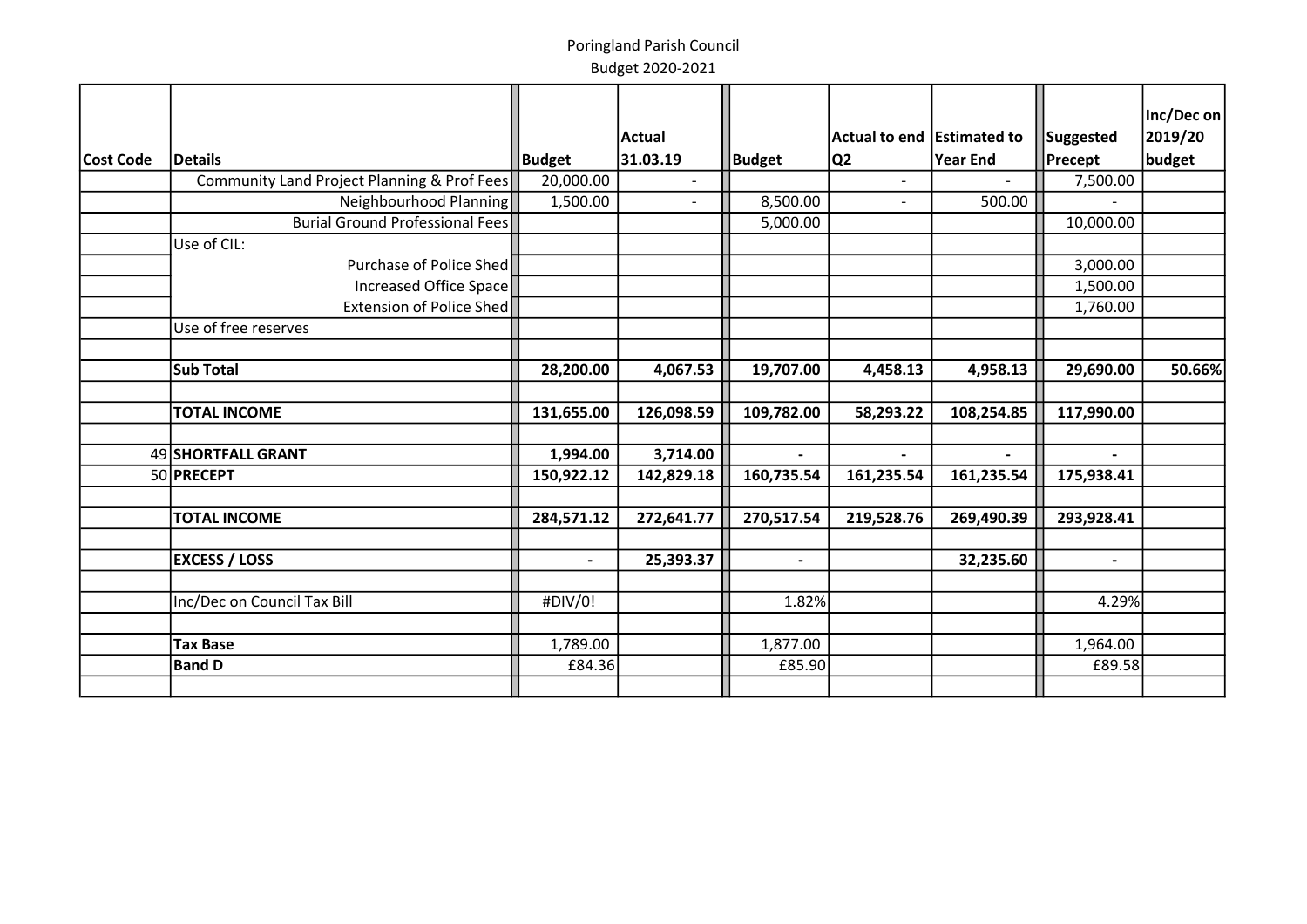Poringland Parish Council

Budget 2020-2021

| Cost Code | Details | Budget | Actual 31.03.19 | Budget | Actual to end Q2 | Estimated to Year End | Suggested Precept | Inc/Dec on 2019/20 budget |
|---|---|---|---|---|---|---|---|---|
| | Community Land Project Planning & Prof Fees | 20,000.00 | - | | - | - | 7,500.00 | |
| | Neighbourhood Planning | 1,500.00 | - | 8,500.00 | - | 500.00 | - | |
| | Burial Ground Professional Fees | | | 5,000.00 | | | 10,000.00 | |
| | Use of CIL: | | | | | | | |
| | Purchase of Police Shed | | | | | | 3,000.00 | |
| | Increased Office Space | | | | | | 1,500.00 | |
| | Extension of Police Shed | | | | | | 1,760.00 | |
| | Use of free reserves | | | | | | | |
| | | | | | | | | |
| | **Sub Total** | **28,200.00** | **4,067.53** | **19,707.00** | **4,458.13** | **4,958.13** | **29,690.00** | **50.66%** |
| | | | | | | | | |
| | **TOTAL INCOME** | **131,655.00** | **126,098.59** | **109,782.00** | **58,293.22** | **108,254.85** | **117,990.00** | |
| | | | | | | | | |
| 49 | **SHORTFALL GRANT** | **1,994.00** | **3,714.00** | **-** | **-** | **-** | **-** | |
| 50 | **PRECEPT** | **150,922.12** | **142,829.18** | **160,735.54** | **161,235.54** | **161,235.54** | **175,938.41** | |
| | | | | | | | | |
| | **TOTAL INCOME** | **284,571.12** | **272,641.77** | **270,517.54** | **219,528.76** | **269,490.39** | **293,928.41** | |
| | | | | | | | | |
| | **EXCESS / LOSS** | **-** | **25,393.37** | **-** | | **32,235.60** | **-** | |
| | | | | | | | | |
| | Inc/Dec on Council Tax Bill | #DIV/0! | | 1.82% | | | 4.29% | |
| | | | | | | | | |
| | **Tax Base** | 1,789.00 | | 1,877.00 | | | 1,964.00 | |
| | **Band D** | £84.36 | | £85.90 | | | £89.58 | |
| | | | | | | | | |